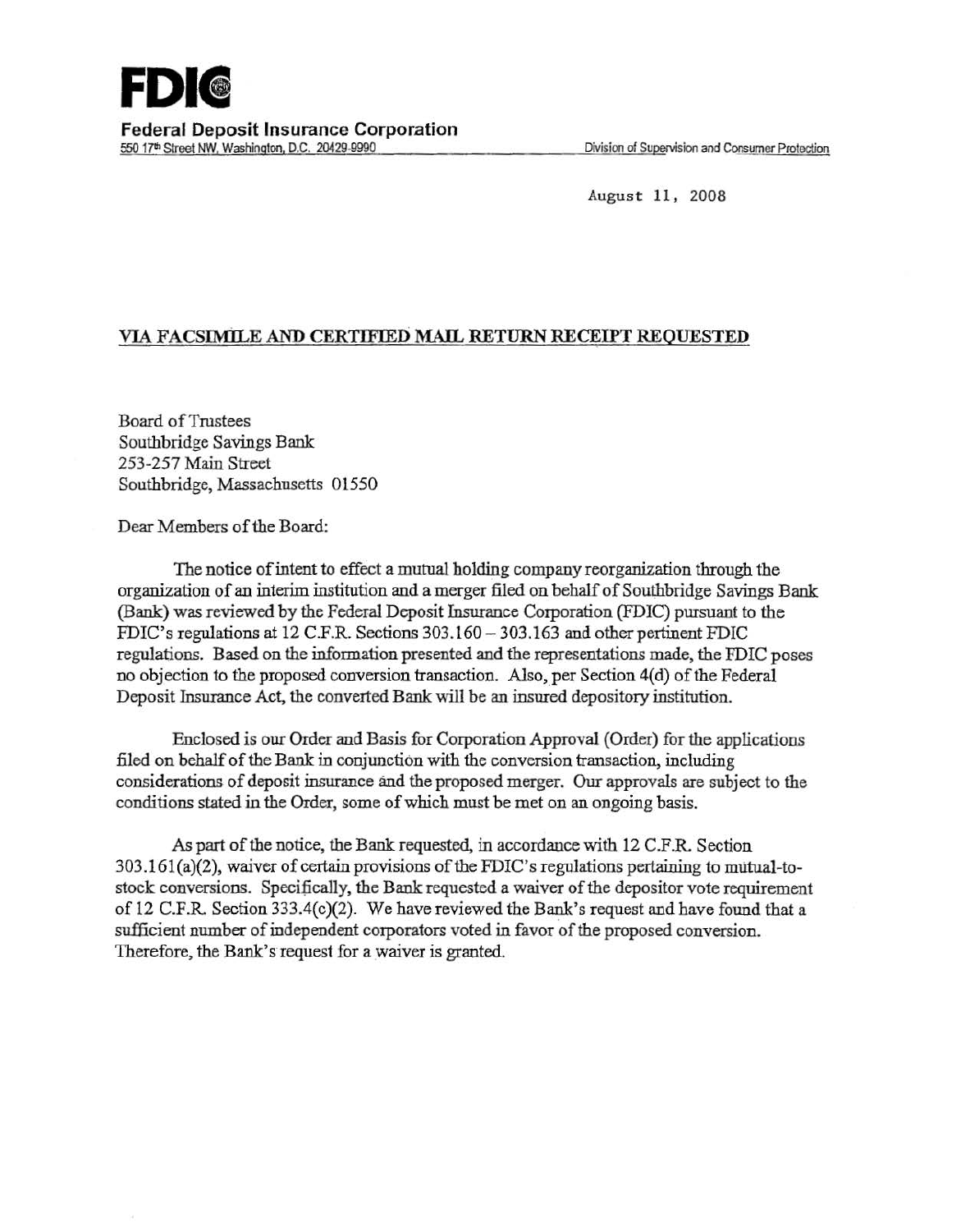**FDIC**

**Federal Deposit Insurance Corporation**
550 17th Street NW, Washington, D.C. 20429-9990

Division of Supervision and Consumer Protection

August 11, 2008

**VIA FACSIMILE AND CERTIFIED MAIL RETURN RECEIPT REQUESTED**

Board of Trustees
Southbridge Savings Bank
253-257 Main Street
Southbridge, Massachusetts 01550

Dear Members of the Board:

The notice of intent to effect a mutual holding company reorganization through the organization of an interim institution and a merger filed on behalf of Southbridge Savings Bank (Bank) was reviewed by the Federal Deposit Insurance Corporation (FDIC) pursuant to the FDIC's regulations at 12 C.F.R. Sections 303.160 – 303.163 and other pertinent FDIC regulations. Based on the information presented and the representations made, the FDIC poses no objection to the proposed conversion transaction. Also, per Section 4(d) of the Federal Deposit Insurance Act, the converted Bank will be an insured depository institution.

Enclosed is our Order and Basis for Corporation Approval (Order) for the applications filed on behalf of the Bank in conjunction with the conversion transaction, including considerations of deposit insurance and the proposed merger. Our approvals are subject to the conditions stated in the Order, some of which must be met on an ongoing basis.

As part of the notice, the Bank requested, in accordance with 12 C.F.R. Section 303.161(a)(2), waiver of certain provisions of the FDIC's regulations pertaining to mutual-to-stock conversions. Specifically, the Bank requested a waiver of the depositor vote requirement of 12 C.F.R. Section 333.4(c)(2). We have reviewed the Bank's request and have found that a sufficient number of independent corporators voted in favor of the proposed conversion. Therefore, the Bank's request for a waiver is granted.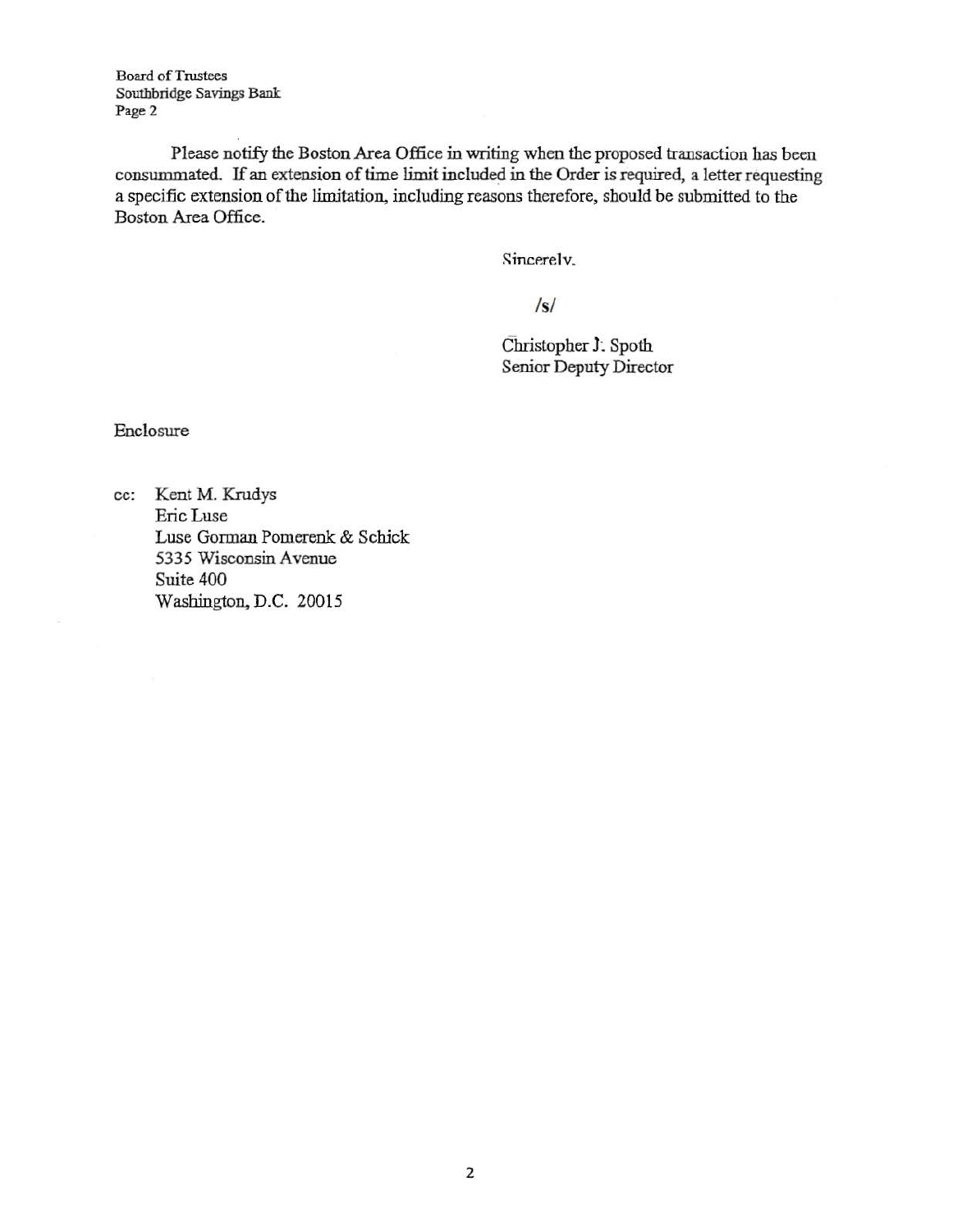Board of Trustees
Southbridge Savings Bank
Page 2

Please notify the Boston Area Office in writing when the proposed transaction has been consummated. If an extension of time limit included in the Order is required, a letter requesting a specific extension of the limitation, including reasons therefore, should be submitted to the Boston Area Office.

Sincerely,

/s/

Christopher J. Spoth
Senior Deputy Director

Enclosure

cc: Kent M. Krudys
Eric Luse
Luse Gorman Pomerenk & Schick
5335 Wisconsin Avenue
Suite 400
Washington, D.C. 20015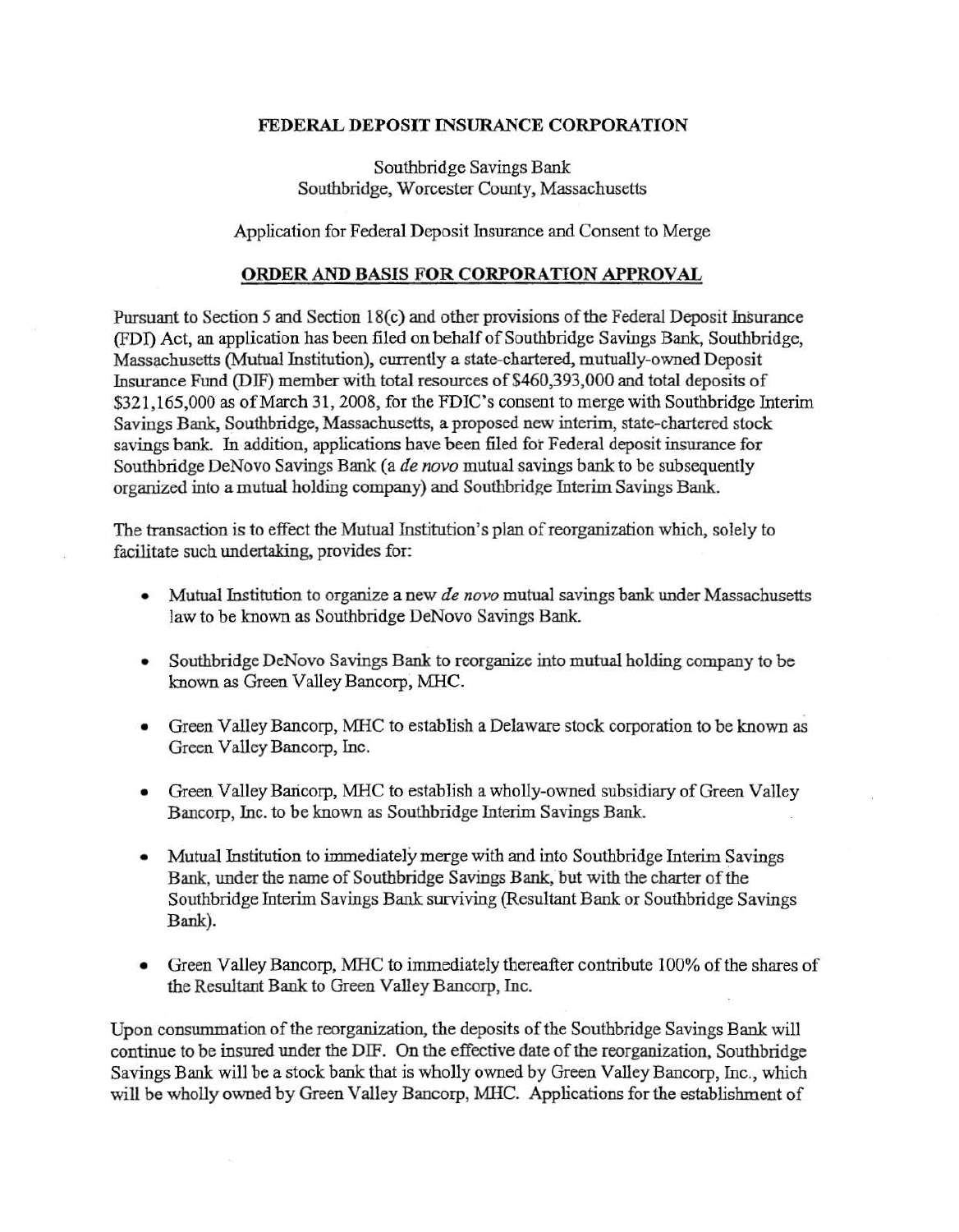**FEDERAL DEPOSIT INSURANCE CORPORATION**

Southbridge Savings Bank
Southbridge, Worcester County, Massachusetts

Application for Federal Deposit Insurance and Consent to Merge

**ORDER AND BASIS FOR CORPORATION APPROVAL**

Pursuant to Section 5 and Section 18(c) and other provisions of the Federal Deposit Insurance (FDI) Act, an application has been filed on behalf of Southbridge Savings Bank, Southbridge, Massachusetts (Mutual Institution), currently a state-chartered, mutually-owned Deposit Insurance Fund (DIF) member with total resources of $460,393,000 and total deposits of $321,165,000 as of March 31, 2008, for the FDIC's consent to merge with Southbridge Interim Savings Bank, Southbridge, Massachusetts, a proposed new interim, state-chartered stock savings bank. In addition, applications have been filed for Federal deposit insurance for Southbridge DeNovo Savings Bank (a *de novo* mutual savings bank to be subsequently organized into a mutual holding company) and Southbridge Interim Savings Bank.

The transaction is to effect the Mutual Institution's plan of reorganization which, solely to facilitate such undertaking, provides for:

- Mutual Institution to organize a new *de novo* mutual savings bank under Massachusetts law to be known as Southbridge DeNovo Savings Bank.
- Southbridge DeNovo Savings Bank to reorganize into mutual holding company to be known as Green Valley Bancorp, MHC.
- Green Valley Bancorp, MHC to establish a Delaware stock corporation to be known as Green Valley Bancorp, Inc.
- Green Valley Bancorp, MHC to establish a wholly-owned subsidiary of Green Valley Bancorp, Inc. to be known as Southbridge Interim Savings Bank.
- Mutual Institution to immediately merge with and into Southbridge Interim Savings Bank, under the name of Southbridge Savings Bank, but with the charter of the Southbridge Interim Savings Bank surviving (Resultant Bank or Southbridge Savings Bank).
- Green Valley Bancorp, MHC to immediately thereafter contribute 100% of the shares of the Resultant Bank to Green Valley Bancorp, Inc.

Upon consummation of the reorganization, the deposits of the Southbridge Savings Bank will continue to be insured under the DIF. On the effective date of the reorganization, Southbridge Savings Bank will be a stock bank that is wholly owned by Green Valley Bancorp, Inc., which will be wholly owned by Green Valley Bancorp, MHC. Applications for the establishment of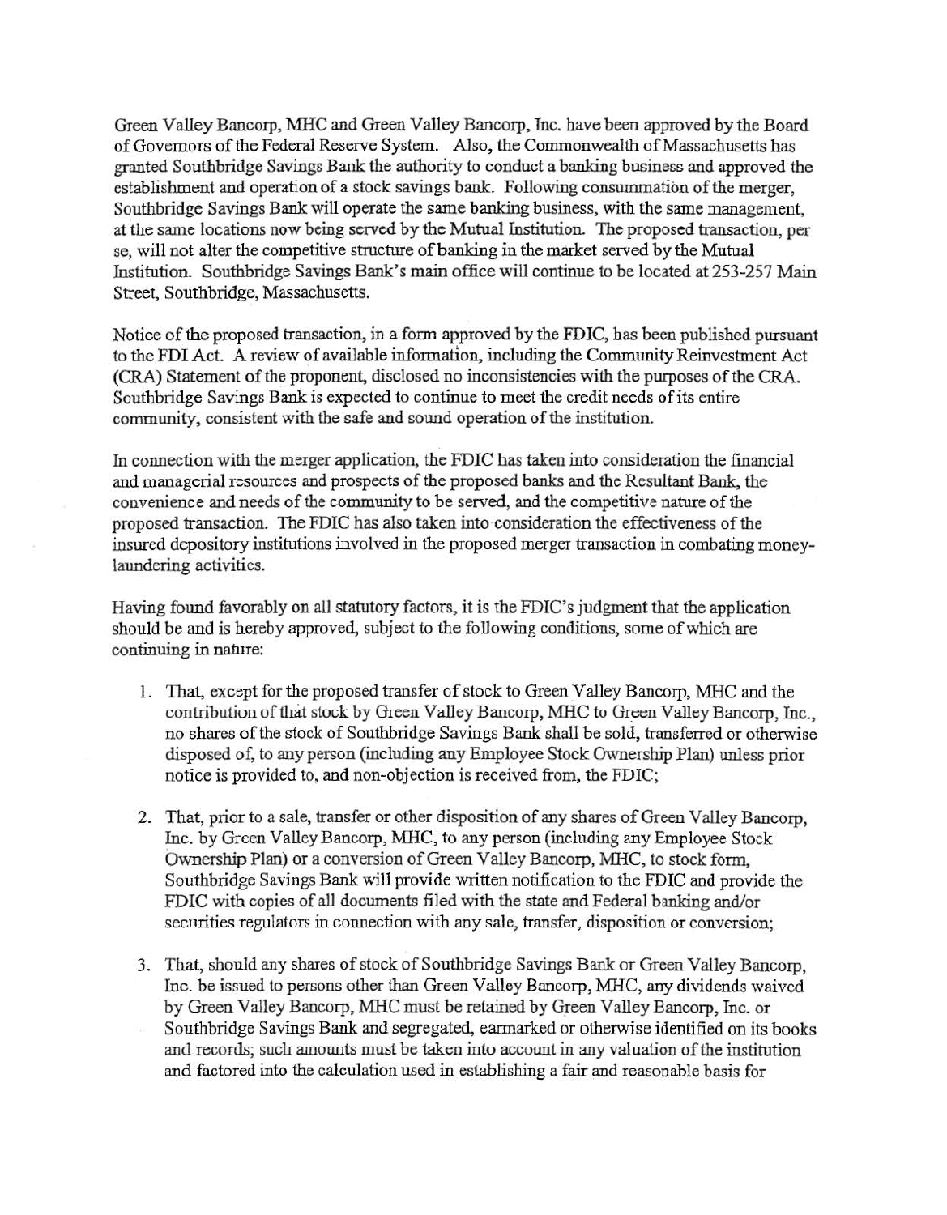Green Valley Bancorp, MHC and Green Valley Bancorp, Inc. have been approved by the Board of Governors of the Federal Reserve System. Also, the Commonwealth of Massachusetts has granted Southbridge Savings Bank the authority to conduct a banking business and approved the establishment and operation of a stock savings bank. Following consummation of the merger, Southbridge Savings Bank will operate the same banking business, with the same management, at the same locations now being served by the Mutual Institution. The proposed transaction, per se, will not alter the competitive structure of banking in the market served by the Mutual Institution. Southbridge Savings Bank's main office will continue to be located at 253-257 Main Street, Southbridge, Massachusetts.

Notice of the proposed transaction, in a form approved by the FDIC, has been published pursuant to the FDI Act. A review of available information, including the Community Reinvestment Act (CRA) Statement of the proponent, disclosed no inconsistencies with the purposes of the CRA. Southbridge Savings Bank is expected to continue to meet the credit needs of its entire community, consistent with the safe and sound operation of the institution.

In connection with the merger application, the FDIC has taken into consideration the financial and managerial resources and prospects of the proposed banks and the Resultant Bank, the convenience and needs of the community to be served, and the competitive nature of the proposed transaction. The FDIC has also taken into consideration the effectiveness of the insured depository institutions involved in the proposed merger transaction in combating money-laundering activities.

Having found favorably on all statutory factors, it is the FDIC's judgment that the application should be and is hereby approved, subject to the following conditions, some of which are continuing in nature:

1. That, except for the proposed transfer of stock to Green Valley Bancorp, MHC and the contribution of that stock by Green Valley Bancorp, MHC to Green Valley Bancorp, Inc., no shares of the stock of Southbridge Savings Bank shall be sold, transferred or otherwise disposed of, to any person (including any Employee Stock Ownership Plan) unless prior notice is provided to, and non-objection is received from, the FDIC;

2. That, prior to a sale, transfer or other disposition of any shares of Green Valley Bancorp, Inc. by Green Valley Bancorp, MHC, to any person (including any Employee Stock Ownership Plan) or a conversion of Green Valley Bancorp, MHC, to stock form, Southbridge Savings Bank will provide written notification to the FDIC and provide the FDIC with copies of all documents filed with the state and Federal banking and/or securities regulators in connection with any sale, transfer, disposition or conversion;

3. That, should any shares of stock of Southbridge Savings Bank or Green Valley Bancorp, Inc. be issued to persons other than Green Valley Bancorp, MHC, any dividends waived by Green Valley Bancorp, MHC must be retained by Green Valley Bancorp, Inc. or Southbridge Savings Bank and segregated, earmarked or otherwise identified on its books and records; such amounts must be taken into account in any valuation of the institution and factored into the calculation used in establishing a fair and reasonable basis for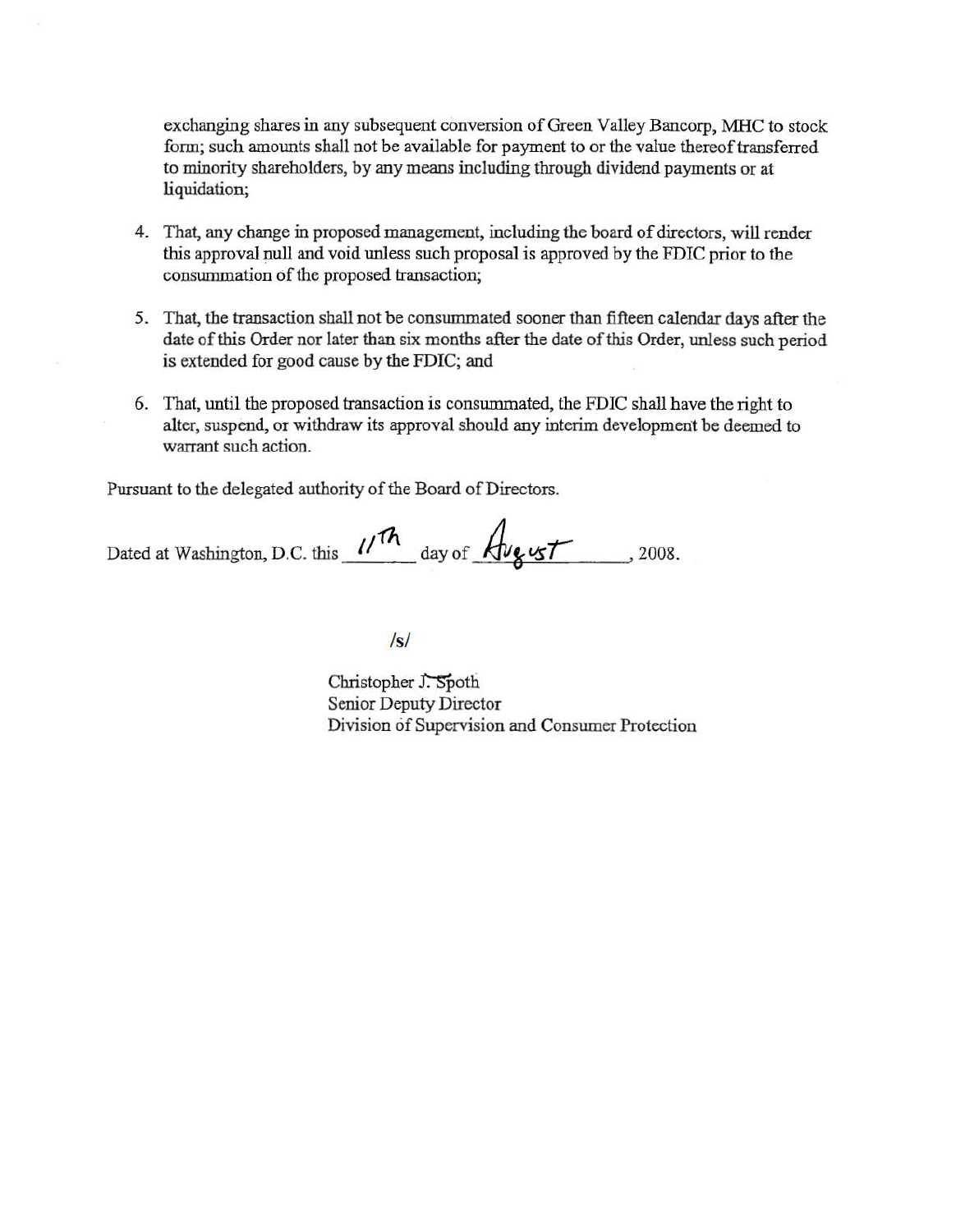exchanging shares in any subsequent conversion of Green Valley Bancorp, MHC to stock form; such amounts shall not be available for payment to or the value thereof transferred to minority shareholders, by any means including through dividend payments or at liquidation;

4. That, any change in proposed management, including the board of directors, will render this approval null and void unless such proposal is approved by the FDIC prior to the consummation of the proposed transaction;

5. That, the transaction shall not be consummated sooner than fifteen calendar days after the date of this Order nor later than six months after the date of this Order, unless such period is extended for good cause by the FDIC; and

6. That, until the proposed transaction is consummated, the FDIC shall have the right to alter, suspend, or withdraw its approval should any interim development be deemed to warrant such action.

Pursuant to the delegated authority of the Board of Directors.

Dated at Washington, D.C. this 11th day of August, 2008.

/s/

Christopher J. Spoth
Senior Deputy Director
Division of Supervision and Consumer Protection